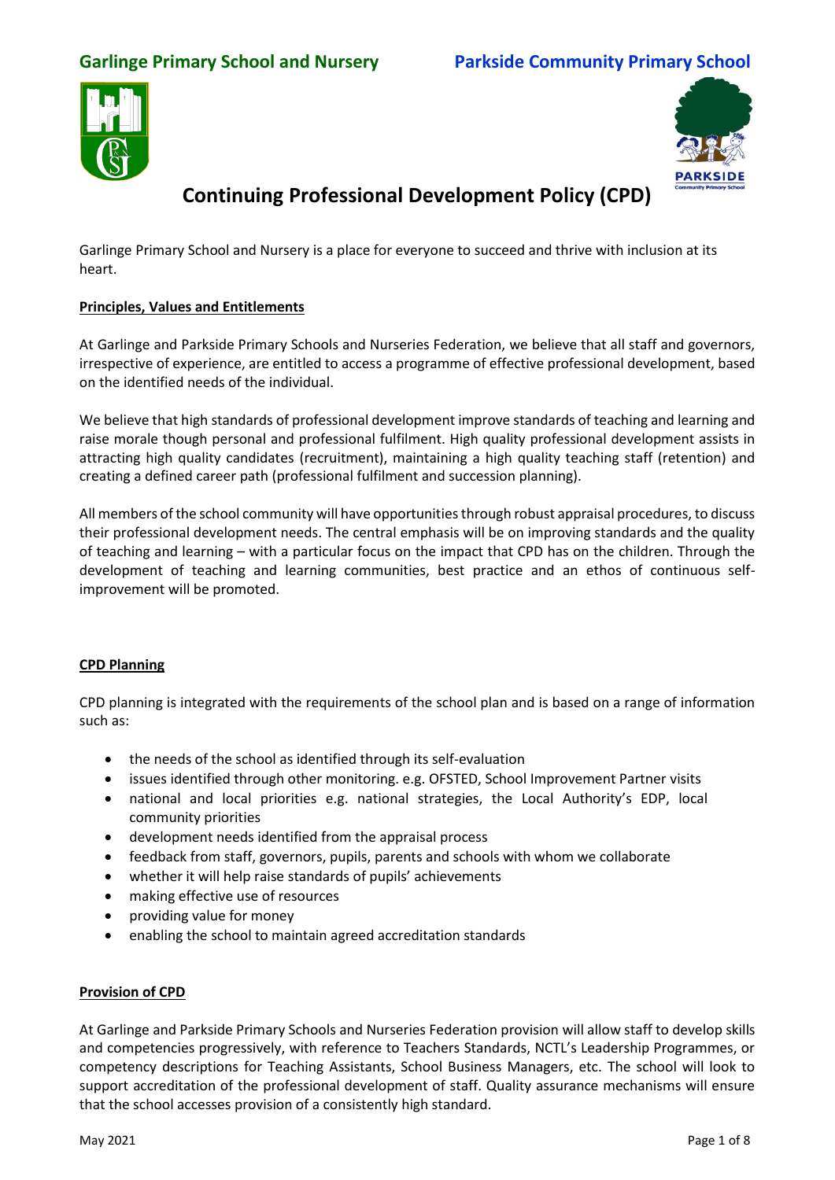Garlinge Primary School and Nursery

Parkside Community Primary School

# Continuing Professional Development Policy (CPD)

Garlinge Primary School and Nursery is a place for everyone to succeed and thrive with inclusion at its heart.

## Principles, Values and Entitlements

At Garlinge and Parkside Primary Schools and Nurseries Federation, we believe that all staff and governors, irrespective of experience, are entitled to access a programme of effective professional development, based on the identified needs of the individual.

We believe that high standards of professional development improve standards of teaching and learning and raise morale though personal and professional fulfilment. High quality professional development assists in attracting high quality candidates (recruitment), maintaining a high quality teaching staff (retention) and creating a defined career path (professional fulfilment and succession planning).

All members of the school community will have opportunities through robust appraisal procedures, to discuss their professional development needs. The central emphasis will be on improving standards and the quality of teaching and learning – with a particular focus on the impact that CPD has on the children. Through the development of teaching and learning communities, best practice and an ethos of continuous self-improvement will be promoted.

## CPD Planning

CPD planning is integrated with the requirements of the school plan and is based on a range of information such as:

- the needs of the school as identified through its self-evaluation
- issues identified through other monitoring. e.g. OFSTED, School Improvement Partner visits
- national and local priorities e.g. national strategies, the Local Authority's EDP, local community priorities
- development needs identified from the appraisal process
- feedback from staff, governors, pupils, parents and schools with whom we collaborate
- whether it will help raise standards of pupils' achievements
- making effective use of resources
- providing value for money
- enabling the school to maintain agreed accreditation standards

## Provision of CPD

At Garlinge and Parkside Primary Schools and Nurseries Federation provision will allow staff to develop skills and competencies progressively, with reference to Teachers Standards, NCTL's Leadership Programmes, or competency descriptions for Teaching Assistants, School Business Managers, etc. The school will look to support accreditation of the professional development of staff. Quality assurance mechanisms will ensure that the school accesses provision of a consistently high standard.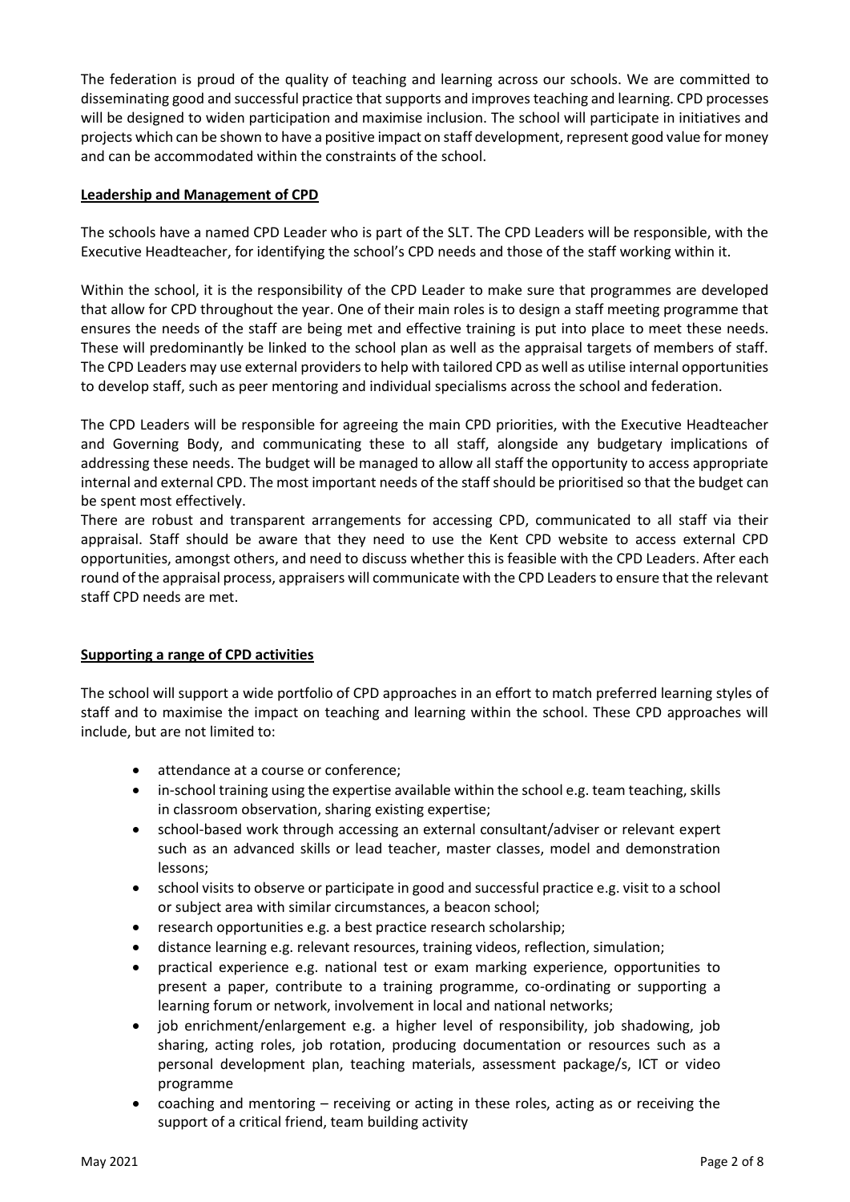The federation is proud of the quality of teaching and learning across our schools. We are committed to disseminating good and successful practice that supports and improves teaching and learning. CPD processes will be designed to widen participation and maximise inclusion. The school will participate in initiatives and projects which can be shown to have a positive impact on staff development, represent good value for money and can be accommodated within the constraints of the school.

## Leadership and Management of CPD

The schools have a named CPD Leader who is part of the SLT. The CPD Leaders will be responsible, with the Executive Headteacher, for identifying the school's CPD needs and those of the staff working within it.

Within the school, it is the responsibility of the CPD Leader to make sure that programmes are developed that allow for CPD throughout the year. One of their main roles is to design a staff meeting programme that ensures the needs of the staff are being met and effective training is put into place to meet these needs. These will predominantly be linked to the school plan as well as the appraisal targets of members of staff. The CPD Leaders may use external providers to help with tailored CPD as well as utilise internal opportunities to develop staff, such as peer mentoring and individual specialisms across the school and federation.

The CPD Leaders will be responsible for agreeing the main CPD priorities, with the Executive Headteacher and Governing Body, and communicating these to all staff, alongside any budgetary implications of addressing these needs. The budget will be managed to allow all staff the opportunity to access appropriate internal and external CPD. The most important needs of the staff should be prioritised so that the budget can be spent most effectively.

There are robust and transparent arrangements for accessing CPD, communicated to all staff via their appraisal. Staff should be aware that they need to use the Kent CPD website to access external CPD opportunities, amongst others, and need to discuss whether this is feasible with the CPD Leaders. After each round of the appraisal process, appraisers will communicate with the CPD Leaders to ensure that the relevant staff CPD needs are met.

## Supporting a range of CPD activities

The school will support a wide portfolio of CPD approaches in an effort to match preferred learning styles of staff and to maximise the impact on teaching and learning within the school. These CPD approaches will include, but are not limited to:

- attendance at a course or conference;
- in-school training using the expertise available within the school e.g. team teaching, skills in classroom observation, sharing existing expertise;
- school-based work through accessing an external consultant/adviser or relevant expert such as an advanced skills or lead teacher, master classes, model and demonstration lessons;
- school visits to observe or participate in good and successful practice e.g. visit to a school or subject area with similar circumstances, a beacon school;
- research opportunities e.g. a best practice research scholarship;
- distance learning e.g. relevant resources, training videos, reflection, simulation;
- practical experience e.g. national test or exam marking experience, opportunities to present a paper, contribute to a training programme, co-ordinating or supporting a learning forum or network, involvement in local and national networks;
- job enrichment/enlargement e.g. a higher level of responsibility, job shadowing, job sharing, acting roles, job rotation, producing documentation or resources such as a personal development plan, teaching materials, assessment package/s, ICT or video programme
- coaching and mentoring – receiving or acting in these roles, acting as or receiving the support of a critical friend, team building activity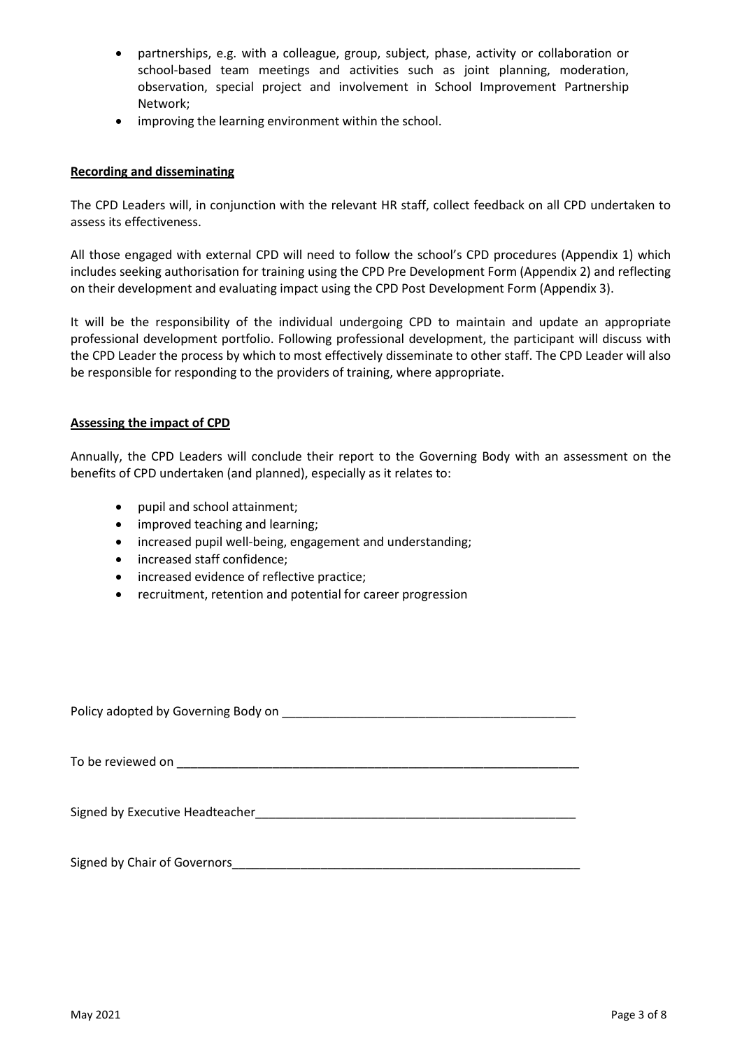- partnerships, e.g. with a colleague, group, subject, phase, activity or collaboration or school-based team meetings and activities such as joint planning, moderation, observation, special project and involvement in School Improvement Partnership Network;
- improving the learning environment within the school.

**Recording and disseminating**

The CPD Leaders will, in conjunction with the relevant HR staff, collect feedback on all CPD undertaken to assess its effectiveness.

All those engaged with external CPD will need to follow the school's CPD procedures (Appendix 1) which includes seeking authorisation for training using the CPD Pre Development Form (Appendix 2) and reflecting on their development and evaluating impact using the CPD Post Development Form (Appendix 3).

It will be the responsibility of the individual undergoing CPD to maintain and update an appropriate professional development portfolio. Following professional development, the participant will discuss with the CPD Leader the process by which to most effectively disseminate to other staff. The CPD Leader will also be responsible for responding to the providers of training, where appropriate.

**Assessing the impact of CPD**

Annually, the CPD Leaders will conclude their report to the Governing Body with an assessment on the benefits of CPD undertaken (and planned), especially as it relates to:

- pupil and school attainment;
- improved teaching and learning;
- increased pupil well-being, engagement and understanding;
- increased staff confidence;
- increased evidence of reflective practice;
- recruitment, retention and potential for career progression

Policy adopted by Governing Body on ___________________________________________

To be reviewed on ____________________________________________________________

Signed by Executive Headteacher_________________________________________________

Signed by Chair of Governors____________________________________________________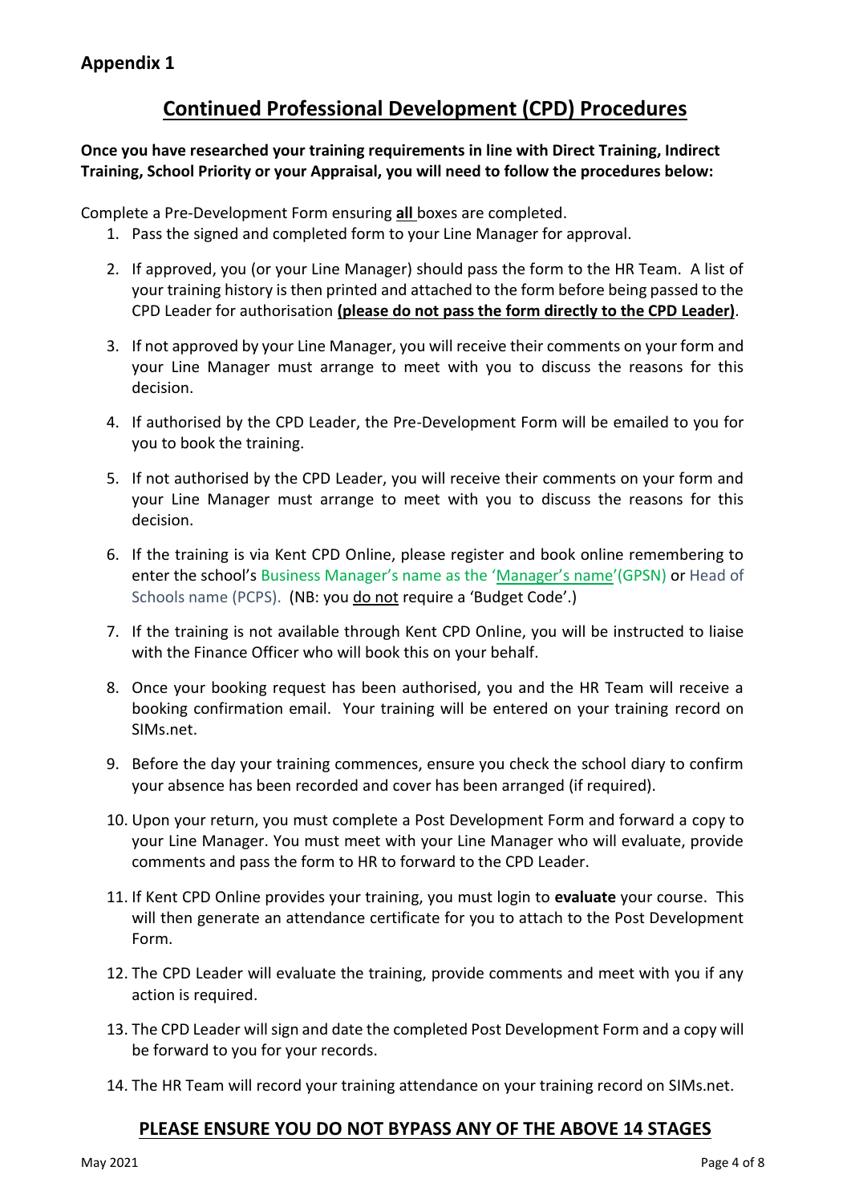## Appendix 1

# Continued Professional Development (CPD) Procedures

**Once you have researched your training requirements in line with Direct Training, Indirect Training, School Priority or your Appraisal, you will need to follow the procedures below:**

Complete a Pre-Development Form ensuring **all** boxes are completed.

1. Pass the signed and completed form to your Line Manager for approval.
2. If approved, you (or your Line Manager) should pass the form to the HR Team. A list of your training history is then printed and attached to the form before being passed to the CPD Leader for authorisation **(please do not pass the form directly to the CPD Leader)**.
3. If not approved by your Line Manager, you will receive their comments on your form and your Line Manager must arrange to meet with you to discuss the reasons for this decision.
4. If authorised by the CPD Leader, the Pre-Development Form will be emailed to you for you to book the training.
5. If not authorised by the CPD Leader, you will receive their comments on your form and your Line Manager must arrange to meet with you to discuss the reasons for this decision.
6. If the training is via Kent CPD Online, please register and book online remembering to enter the school's Business Manager's name as the 'Manager's name'(GPSN) or Head of Schools name (PCPS). (NB: you do not require a 'Budget Code'.)
7. If the training is not available through Kent CPD Online, you will be instructed to liaise with the Finance Officer who will book this on your behalf.
8. Once your booking request has been authorised, you and the HR Team will receive a booking confirmation email. Your training will be entered on your training record on SIMs.net.
9. Before the day your training commences, ensure you check the school diary to confirm your absence has been recorded and cover has been arranged (if required).
10. Upon your return, you must complete a Post Development Form and forward a copy to your Line Manager. You must meet with your Line Manager who will evaluate, provide comments and pass the form to HR to forward to the CPD Leader.
11. If Kent CPD Online provides your training, you must login to **evaluate** your course. This will then generate an attendance certificate for you to attach to the Post Development Form.
12. The CPD Leader will evaluate the training, provide comments and meet with you if any action is required.
13. The CPD Leader will sign and date the completed Post Development Form and a copy will be forward to you for your records.
14. The HR Team will record your training attendance on your training record on SIMs.net.

**PLEASE ENSURE YOU DO NOT BYPASS ANY OF THE ABOVE 14 STAGES**

May 2021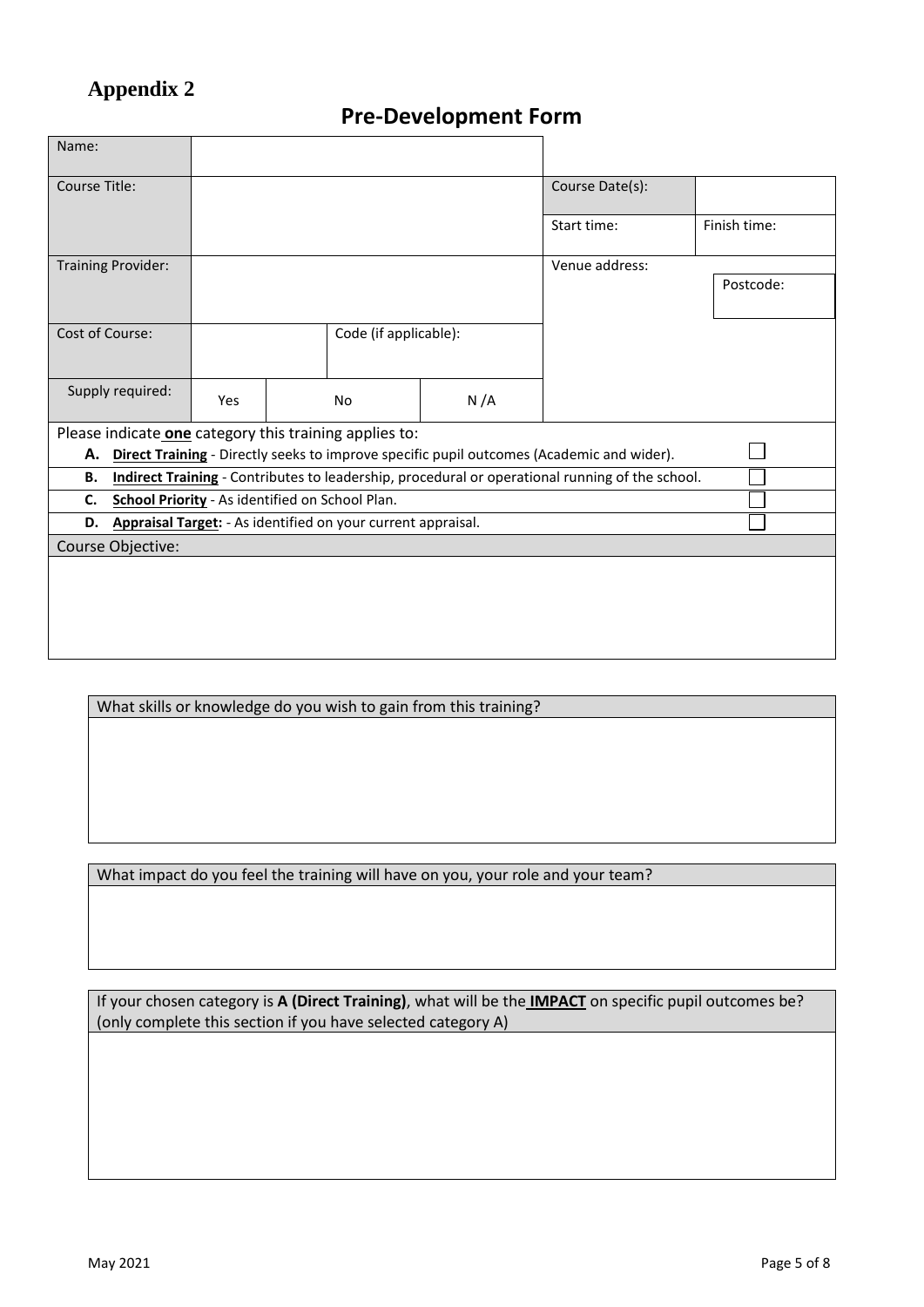## Appendix 2

# Pre-Development Form

| Name: | | | | | |
|---|---|---|---|---|---|
| Course Title: | | | | Course Date(s): | |
| | | | | Start time: | Finish time: |
| Training Provider: | | | | Venue address: | Postcode: |
| Cost of Course: | | Code (if applicable): | | | |
| Supply required: | Yes | No | N /A | | |

Please indicate **one** category this training applies to:

| | | |
|---|---|---|
| **A.** | **Direct Training** - Directly seeks to improve specific pupil outcomes (Academic and wider). | ☐ |
| **B.** | **Indirect Training** - Contributes to leadership, procedural or operational running of the school. | ☐ |
| **C.** | **School Priority** - As identified on School Plan. | ☐ |
| **D.** | **Appraisal Target:** - As identified on your current appraisal. | ☐ |

| Course Objective: |
|---|
| |

| What skills or knowledge do you wish to gain from this training? |
|---|
| |

| What impact do you feel the training will have on you, your role and your team? |
|---|
| |

| If your chosen category is **A (Direct Training)**, what will be the **IMPACT** on specific pupil outcomes be? (only complete this section if you have selected category A) |
|---|
| |

May 2021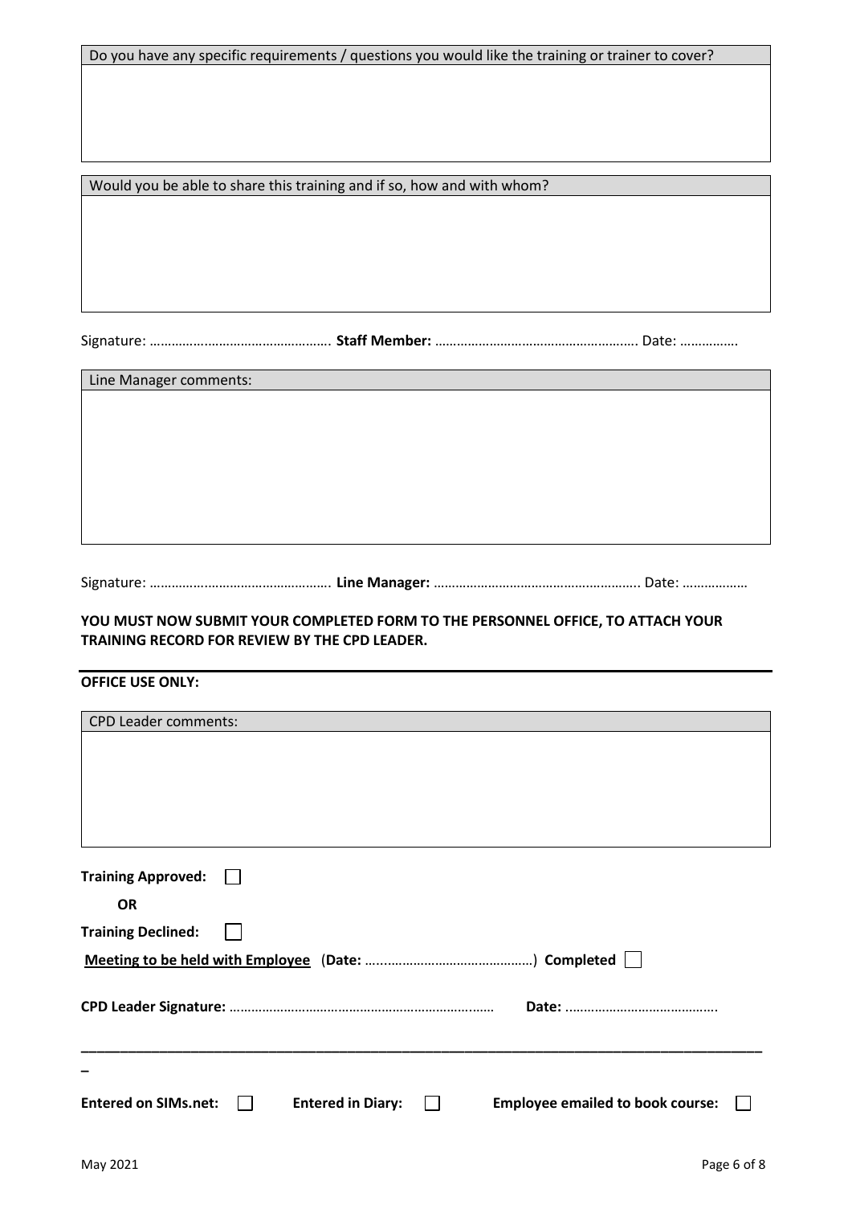| Do you have any specific requirements / questions you would like the training or trainer to cover? |
| --- |
| |

| Would you be able to share this training and if so, how and with whom? |
| --- |
| |

Signature: …………………………………………. **Staff Member:** ………………………………………………. Date: …………….

| Line Manager comments: |
| --- |
| |

Signature: …………………………………………. **Line Manager:** ………………………………………………. Date: ……………..

**YOU MUST NOW SUBMIT YOUR COMPLETED FORM TO THE PERSONNEL OFFICE, TO ATTACH YOUR TRAINING RECORD FOR REVIEW BY THE CPD LEADER.**

---

**OFFICE USE ONLY:**

| CPD Leader comments: |
| --- |
| |

**Training Approved:** ☐

**OR**

**Training Declined:** ☐

**Meeting to be held with Employee** (**Date:** ……………………………………) **Completed** ☐

**CPD Leader Signature:** ………………………………………………………………  **Date:** …………………………………..

---

**Entered on SIMs.net:** ☐  **Entered in Diary:** ☐  **Employee emailed to book course:** ☐

May 2021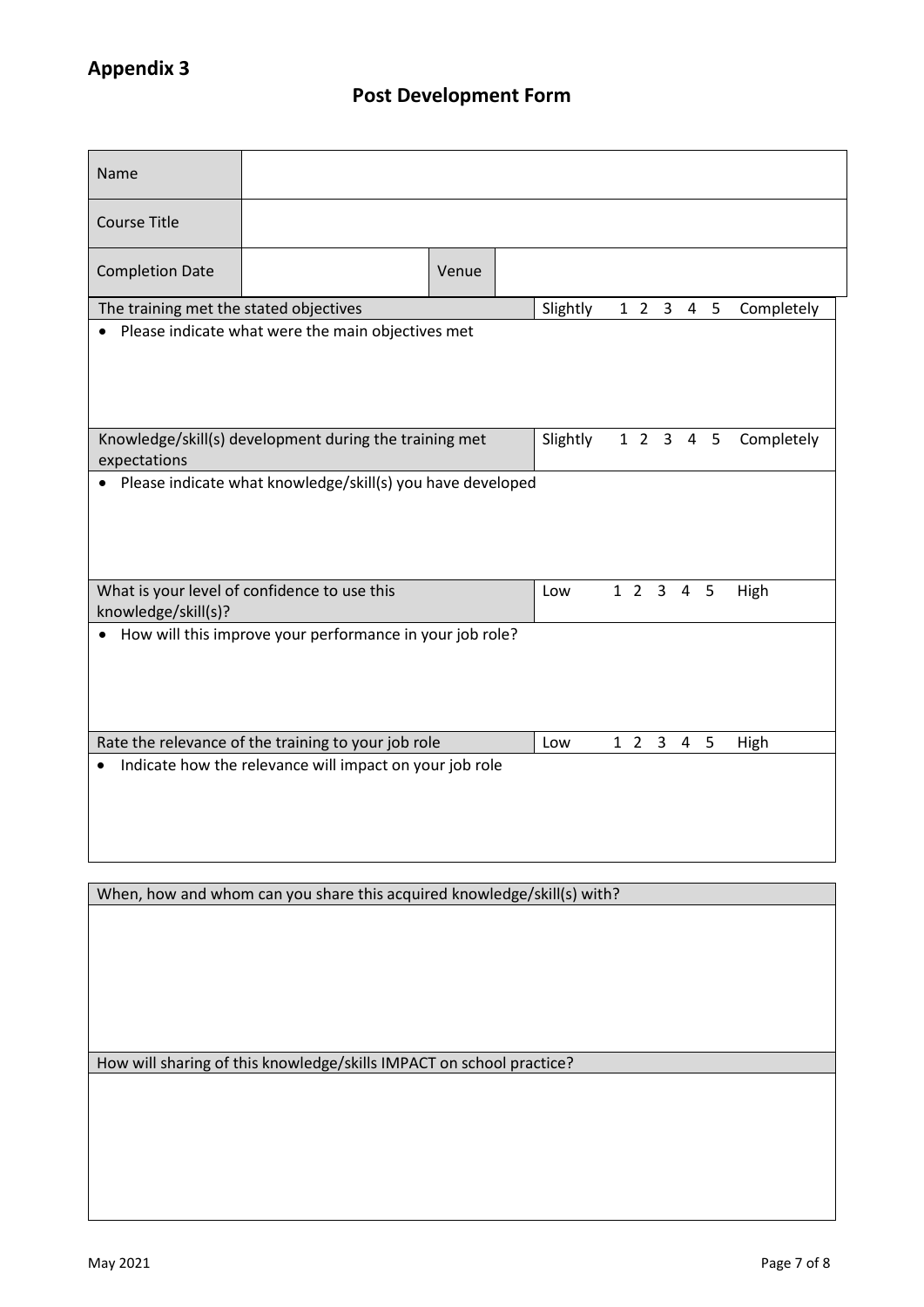## Appendix 3

# Post Development Form

| | | | |
|---|---|---|---|
| Name | | | |
| Course Title | | | |
| Completion Date | | Venue | |

| | |
|---|---|
| The training met the stated objectives | Slightly 1 2 3 4 5 Completely |
| • Please indicate what were the main objectives met | |
| Knowledge/skill(s) development during the training met expectations | Slightly 1 2 3 4 5 Completely |
| • Please indicate what knowledge/skill(s) you have developed | |
| What is your level of confidence to use this knowledge/skill(s)? | Low 1 2 3 4 5 High |
| • How will this improve your performance in your job role? | |
| Rate the relevance of the training to your job role | Low 1 2 3 4 5 High |
| • Indicate how the relevance will impact on your job role | |

| When, how and whom can you share this acquired knowledge/skill(s) with? |
|---|
| |

| How will sharing of this knowledge/skills IMPACT on school practice? |
|---|
| |

May 2021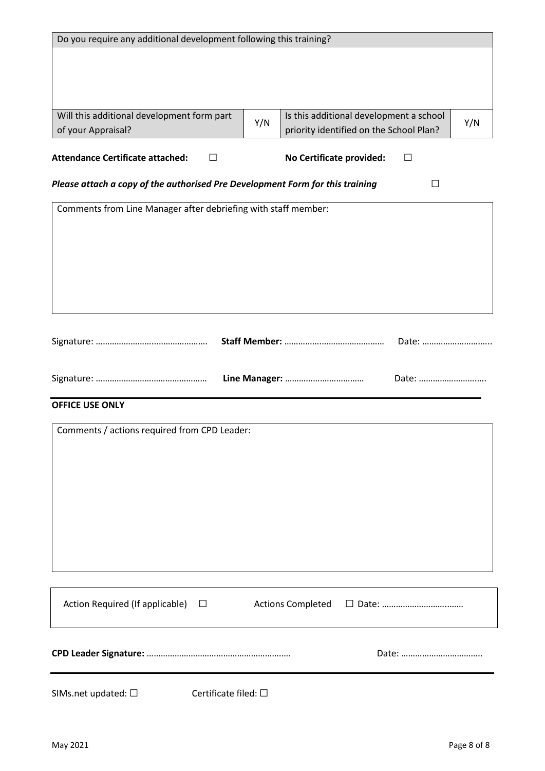| Do you require any additional development following this training? | | | |
|---|---|---|---|
| | | | |
| Will this additional development form part of your Appraisal? | Y/N | Is this additional development a school priority identified on the School Plan? | Y/N |

**Attendance Certificate attached:** ☐ **No Certificate provided:** ☐

***Please attach a copy of the authorised Pre Development Form for this training*** ☐

| Comments from Line Manager after debriefing with staff member: |
|---|
| |

Signature: ………………………………………… **Staff Member:** …………………………………… Date: ………………………..

Signature: ………………………………………… **Line Manager:** …………………………… Date: ………………………..

**OFFICE USE ONLY**

| Comments / actions required from CPD Leader: |
|---|
| |

Action Required (If applicable) ☐ Actions Completed ☐ Date: ……………………………

**CPD Leader Signature:** …………………………………………………… Date: ……………………………..

SIMs.net updated: ☐ Certificate filed: ☐

May 2021